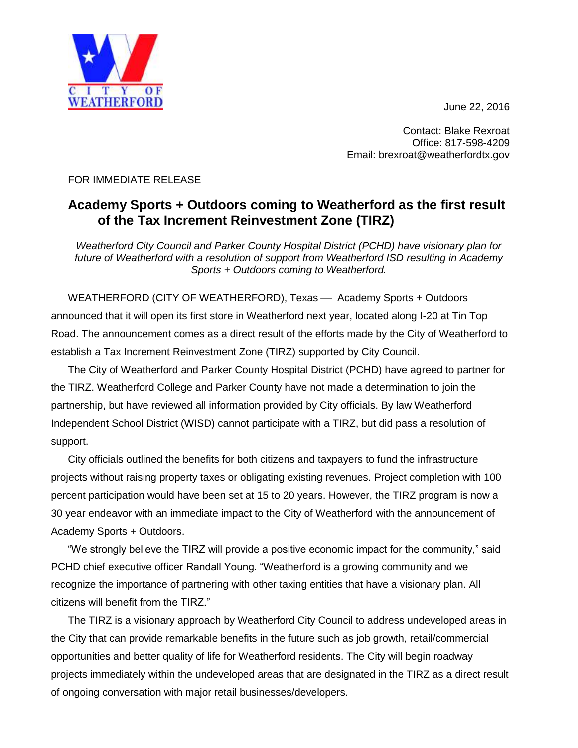CITY OF WEATHERFORD

June 22, 2016

Contact: Blake Rexroat
Office: 817-598-4209
Email: brexroat@weatherfordtx.gov

FOR IMMEDIATE RELEASE

## Academy Sports + Outdoors coming to Weatherford as the first result of the Tax Increment Reinvestment Zone (TIRZ)

*Weatherford City Council and Parker County Hospital District (PCHD) have visionary plan for future of Weatherford with a resolution of support from Weatherford ISD resulting in Academy Sports + Outdoors coming to Weatherford.*

WEATHERFORD (CITY OF WEATHERFORD), Texas — Academy Sports + Outdoors announced that it will open its first store in Weatherford next year, located along I-20 at Tin Top Road. The announcement comes as a direct result of the efforts made by the City of Weatherford to establish a Tax Increment Reinvestment Zone (TIRZ) supported by City Council.

The City of Weatherford and Parker County Hospital District (PCHD) have agreed to partner for the TIRZ. Weatherford College and Parker County have not made a determination to join the partnership, but have reviewed all information provided by City officials. By law Weatherford Independent School District (WISD) cannot participate with a TIRZ, but did pass a resolution of support.

City officials outlined the benefits for both citizens and taxpayers to fund the infrastructure projects without raising property taxes or obligating existing revenues. Project completion with 100 percent participation would have been set at 15 to 20 years. However, the TIRZ program is now a 30 year endeavor with an immediate impact to the City of Weatherford with the announcement of Academy Sports + Outdoors.

"We strongly believe the TIRZ will provide a positive economic impact for the community," said PCHD chief executive officer Randall Young. "Weatherford is a growing community and we recognize the importance of partnering with other taxing entities that have a visionary plan. All citizens will benefit from the TIRZ."

The TIRZ is a visionary approach by Weatherford City Council to address undeveloped areas in the City that can provide remarkable benefits in the future such as job growth, retail/commercial opportunities and better quality of life for Weatherford residents. The City will begin roadway projects immediately within the undeveloped areas that are designated in the TIRZ as a direct result of ongoing conversation with major retail businesses/developers.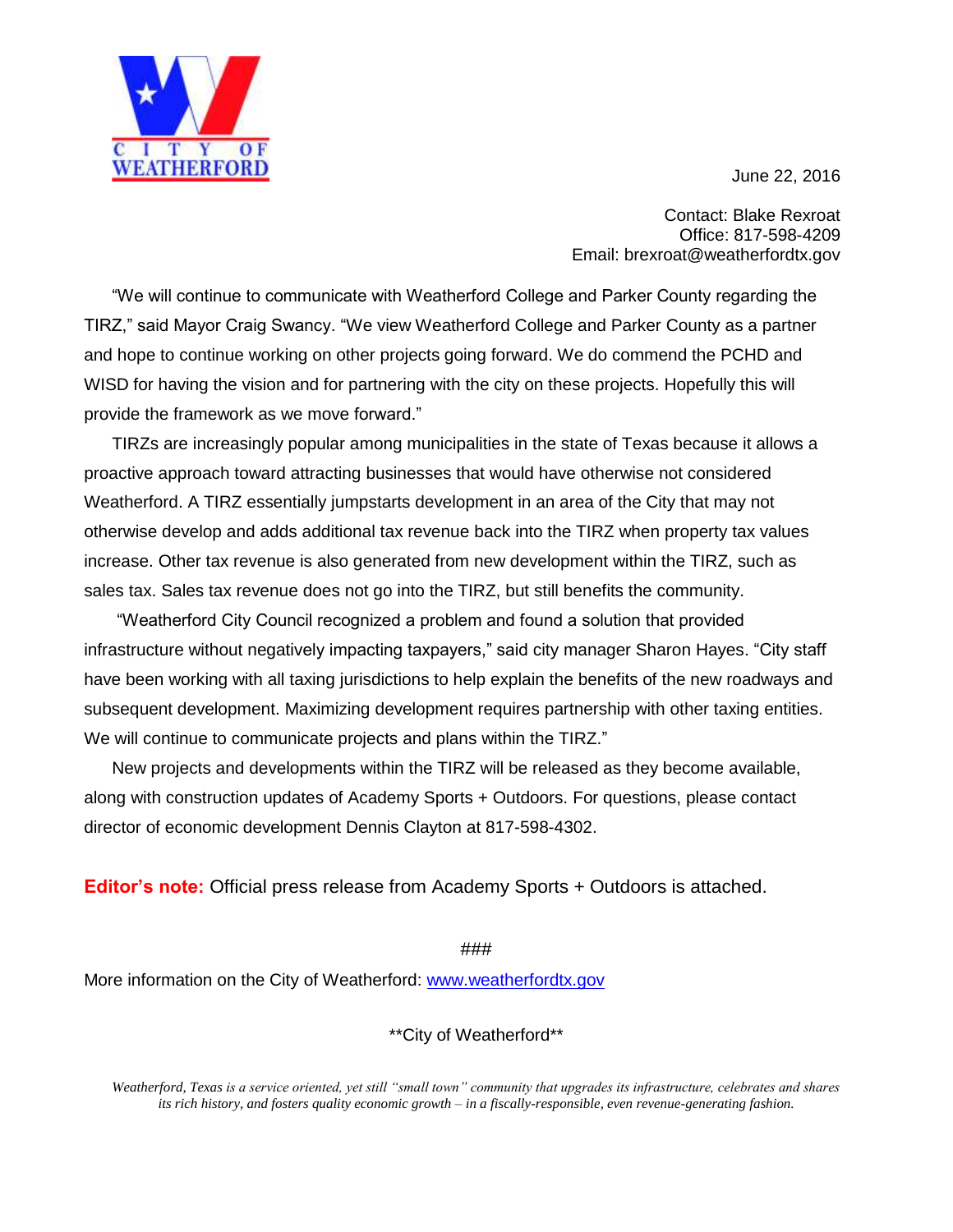June 22, 2016

Contact: Blake Rexroat
Office: 817-598-4209
Email: brexroat@weatherfordtx.gov

"We will continue to communicate with Weatherford College and Parker County regarding the TIRZ," said Mayor Craig Swancy. "We view Weatherford College and Parker County as a partner and hope to continue working on other projects going forward. We do commend the PCHD and WISD for having the vision and for partnering with the city on these projects. Hopefully this will provide the framework as we move forward."

TIRZs are increasingly popular among municipalities in the state of Texas because it allows a proactive approach toward attracting businesses that would have otherwise not considered Weatherford. A TIRZ essentially jumpstarts development in an area of the City that may not otherwise develop and adds additional tax revenue back into the TIRZ when property tax values increase. Other tax revenue is also generated from new development within the TIRZ, such as sales tax. Sales tax revenue does not go into the TIRZ, but still benefits the community.

"Weatherford City Council recognized a problem and found a solution that provided infrastructure without negatively impacting taxpayers," said city manager Sharon Hayes. "City staff have been working with all taxing jurisdictions to help explain the benefits of the new roadways and subsequent development. Maximizing development requires partnership with other taxing entities. We will continue to communicate projects and plans within the TIRZ."

New projects and developments within the TIRZ will be released as they become available, along with construction updates of Academy Sports + Outdoors. For questions, please contact director of economic development Dennis Clayton at 817-598-4302.

**Editor's note:** Official press release from Academy Sports + Outdoors is attached.

###

More information on the City of Weatherford: www.weatherfordtx.gov

**City of Weatherford**

*Weatherford, Texas is a service oriented, yet still "small town" community that upgrades its infrastructure, celebrates and shares its rich history, and fosters quality economic growth – in a fiscally-responsible, even revenue-generating fashion.*